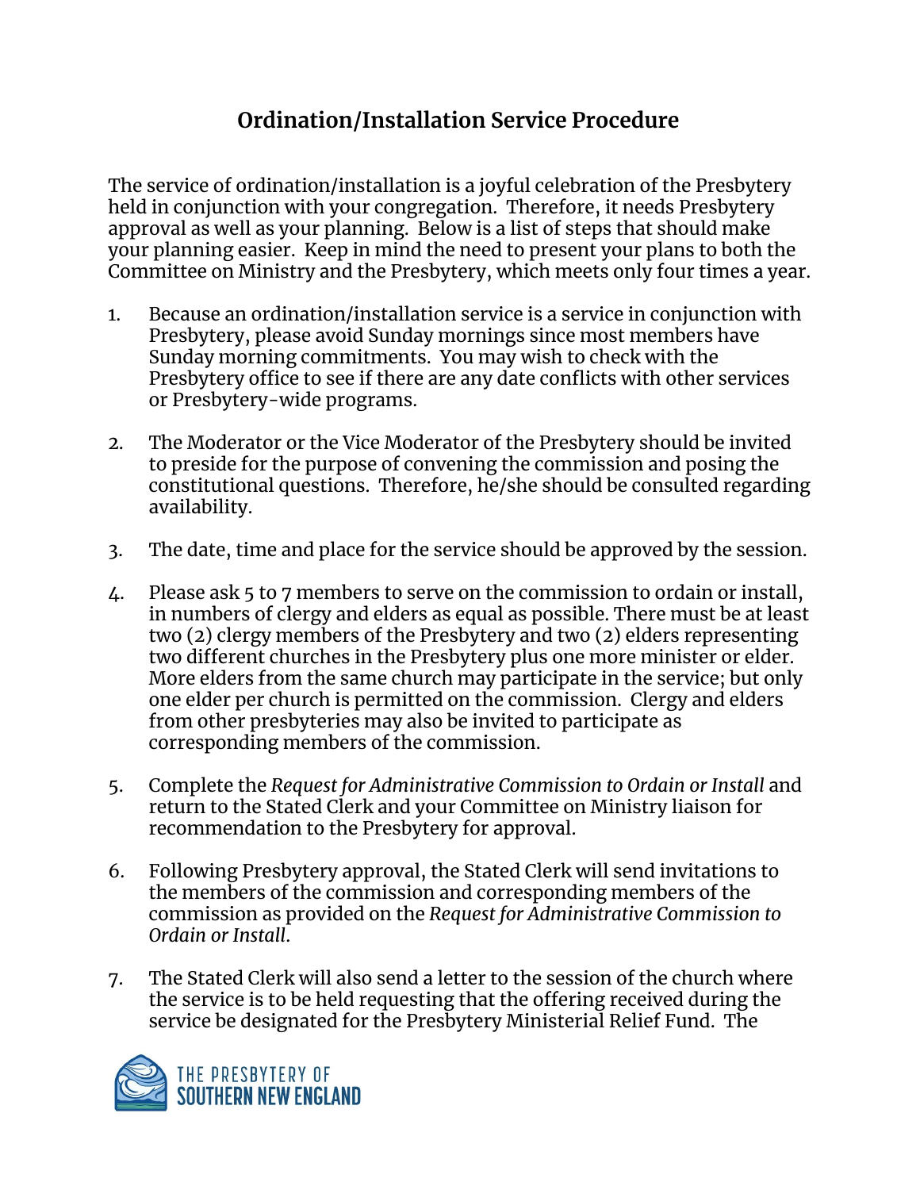# Ordination/Installation Service Procedure

The service of ordination/installation is a joyful celebration of the Presbytery held in conjunction with your congregation. Therefore, it needs Presbytery approval as well as your planning. Below is a list of steps that should make your planning easier. Keep in mind the need to present your plans to both the Committee on Ministry and the Presbytery, which meets only four times a year.

1. Because an ordination/installation service is a service in conjunction with Presbytery, please avoid Sunday mornings since most members have Sunday morning commitments. You may wish to check with the Presbytery office to see if there are any date conflicts with other services or Presbytery-wide programs.

2. The Moderator or the Vice Moderator of the Presbytery should be invited to preside for the purpose of convening the commission and posing the constitutional questions. Therefore, he/she should be consulted regarding availability.

3. The date, time and place for the service should be approved by the session.

4. Please ask 5 to 7 members to serve on the commission to ordain or install, in numbers of clergy and elders as equal as possible. There must be at least two (2) clergy members of the Presbytery and two (2) elders representing two different churches in the Presbytery plus one more minister or elder. More elders from the same church may participate in the service; but only one elder per church is permitted on the commission. Clergy and elders from other presbyteries may also be invited to participate as corresponding members of the commission.

5. Complete the *Request for Administrative Commission to Ordain or Install* and return to the Stated Clerk and your Committee on Ministry liaison for recommendation to the Presbytery for approval.

6. Following Presbytery approval, the Stated Clerk will send invitations to the members of the commission and corresponding members of the commission as provided on the *Request for Administrative Commission to Ordain or Install*.

7. The Stated Clerk will also send a letter to the session of the church where the service is to be held requesting that the offering received during the service be designated for the Presbytery Ministerial Relief Fund. The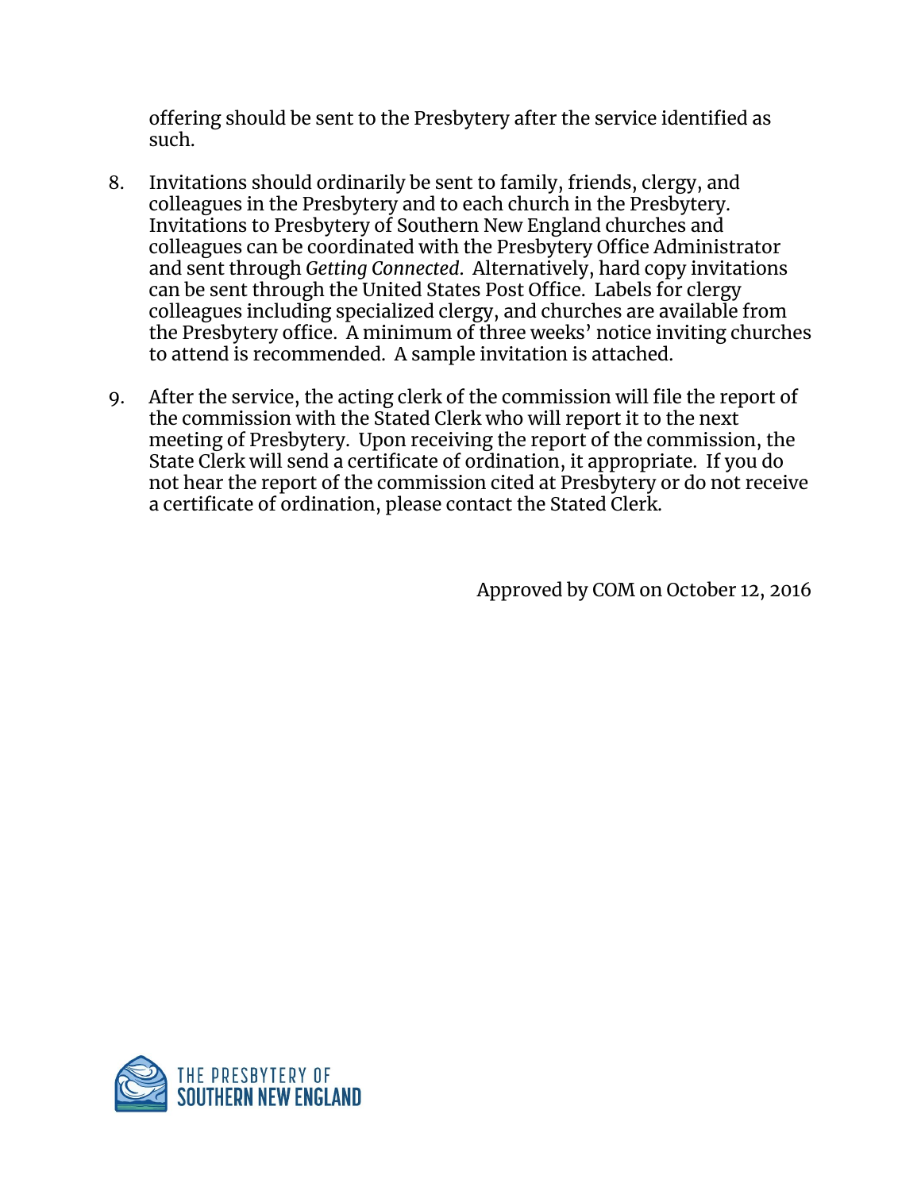offering should be sent to the Presbytery after the service identified as such.

8. Invitations should ordinarily be sent to family, friends, clergy, and colleagues in the Presbytery and to each church in the Presbytery. Invitations to Presbytery of Southern New England churches and colleagues can be coordinated with the Presbytery Office Administrator and sent through *Getting Connected*. Alternatively, hard copy invitations can be sent through the United States Post Office. Labels for clergy colleagues including specialized clergy, and churches are available from the Presbytery office. A minimum of three weeks' notice inviting churches to attend is recommended. A sample invitation is attached.

9. After the service, the acting clerk of the commission will file the report of the commission with the Stated Clerk who will report it to the next meeting of Presbytery. Upon receiving the report of the commission, the State Clerk will send a certificate of ordination, it appropriate. If you do not hear the report of the commission cited at Presbytery or do not receive a certificate of ordination, please contact the Stated Clerk.

Approved by COM on October 12, 2016

THE PRESBYTERY OF SOUTHERN NEW ENGLAND